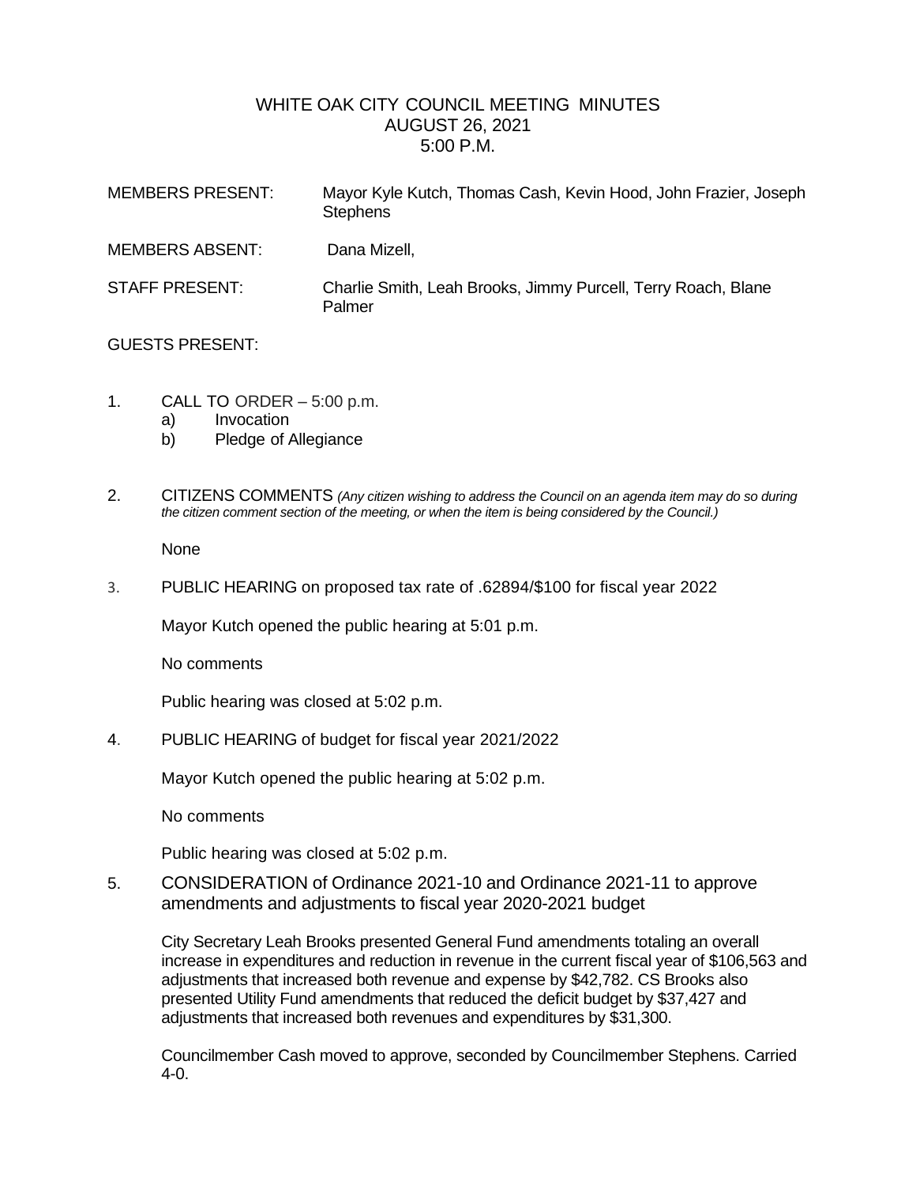# WHITE OAK CITY COUNCIL MEETING MINUTES
## AUGUST 26, 2021
## 5:00 P.M.

MEMBERS PRESENT: Mayor Kyle Kutch, Thomas Cash, Kevin Hood, John Frazier, Joseph Stephens

MEMBERS ABSENT: Dana Mizell,

STAFF PRESENT: Charlie Smith, Leah Brooks, Jimmy Purcell, Terry Roach, Blane Palmer

GUESTS PRESENT:

1. CALL TO ORDER – 5:00 p.m.
   a) Invocation
   b) Pledge of Allegiance

2. CITIZENS COMMENTS *(Any citizen wishing to address the Council on an agenda item may do so during the citizen comment section of the meeting, or when the item is being considered by the Council.)*

   None

3. PUBLIC HEARING on proposed tax rate of .62894/$100 for fiscal year 2022

   Mayor Kutch opened the public hearing at 5:01 p.m.

   No comments

   Public hearing was closed at 5:02 p.m.

4. PUBLIC HEARING of budget for fiscal year 2021/2022

   Mayor Kutch opened the public hearing at 5:02 p.m.

   No comments

   Public hearing was closed at 5:02 p.m.

5. CONSIDERATION of Ordinance 2021-10 and Ordinance 2021-11 to approve amendments and adjustments to fiscal year 2020-2021 budget

   City Secretary Leah Brooks presented General Fund amendments totaling an overall increase in expenditures and reduction in revenue in the current fiscal year of $106,563 and adjustments that increased both revenue and expense by $42,782. CS Brooks also presented Utility Fund amendments that reduced the deficit budget by $37,427 and adjustments that increased both revenues and expenditures by $31,300.

   Councilmember Cash moved to approve, seconded by Councilmember Stephens. Carried 4-0.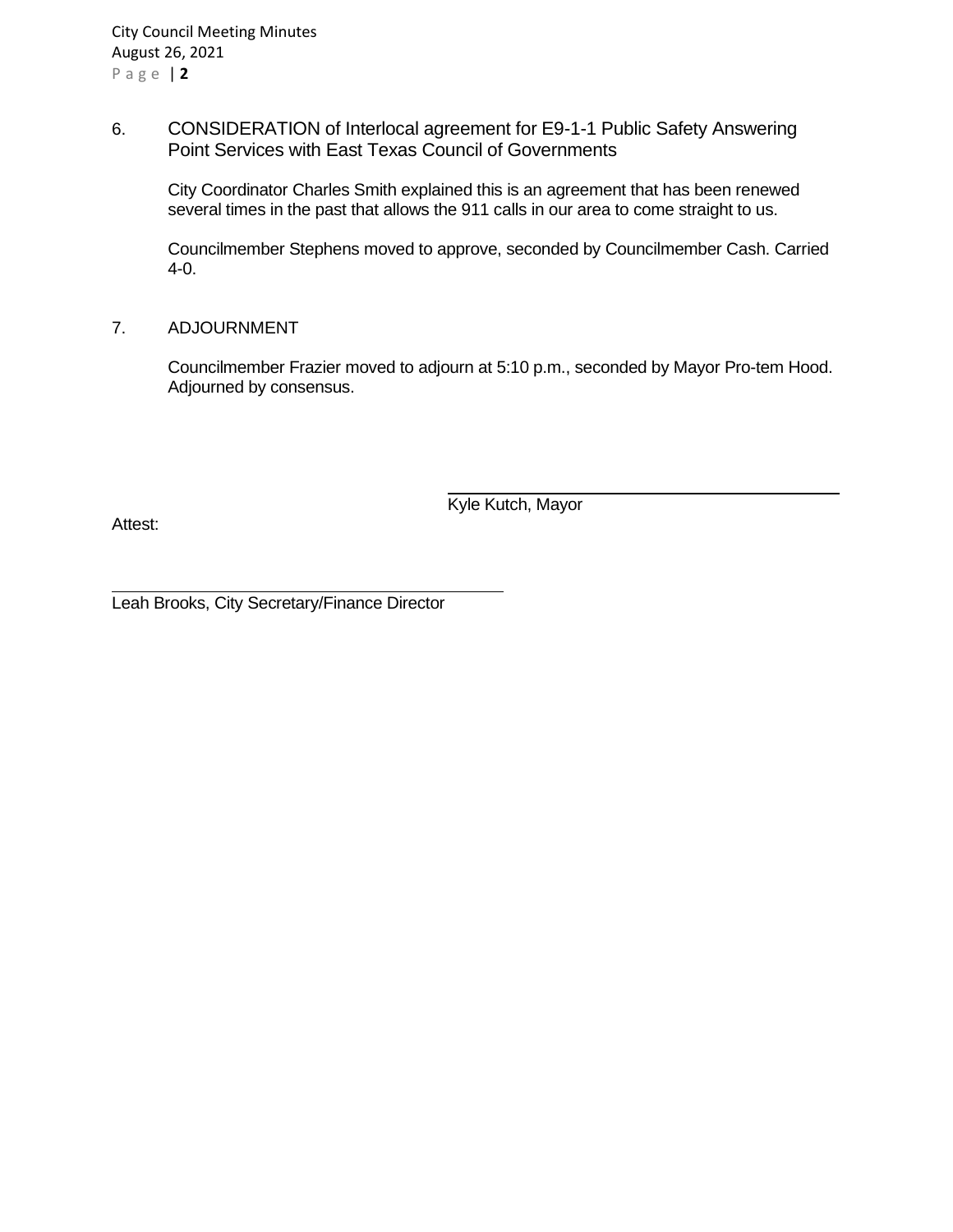6. CONSIDERATION of Interlocal agreement for E9-1-1 Public Safety Answering Point Services with East Texas Council of Governments

City Coordinator Charles Smith explained this is an agreement that has been renewed several times in the past that allows the 911 calls in our area to come straight to us.

Councilmember Stephens moved to approve, seconded by Councilmember Cash. Carried 4-0.

7. ADJOURNMENT

Councilmember Frazier moved to adjourn at 5:10 p.m., seconded by Mayor Pro-tem Hood. Adjourned by consensus.

Kyle Kutch, Mayor

Attest:

Leah Brooks, City Secretary/Finance Director